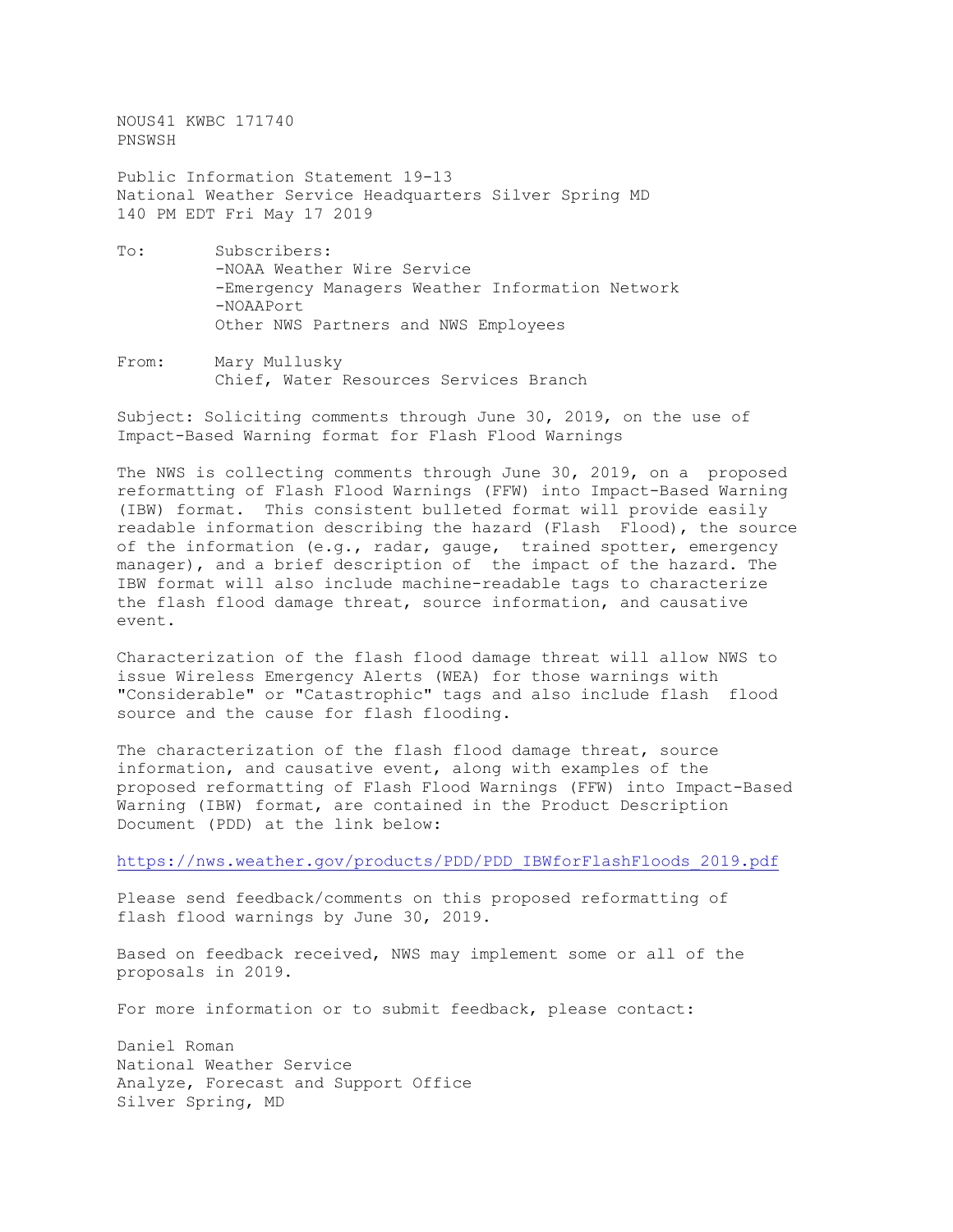NOUS41 KWBC 171740
PNSWSH

Public Information Statement 19-13
National Weather Service Headquarters Silver Spring MD
140 PM EDT Fri May 17 2019

To: Subscribers:
-NOAA Weather Wire Service
-Emergency Managers Weather Information Network
-NOAAPort
Other NWS Partners and NWS Employees

From: Mary Mullusky
Chief, Water Resources Services Branch

Subject: Soliciting comments through June 30, 2019, on the use of Impact-Based Warning format for Flash Flood Warnings

The NWS is collecting comments through June 30, 2019, on a proposed reformatting of Flash Flood Warnings (FFW) into Impact-Based Warning (IBW) format. This consistent bulleted format will provide easily readable information describing the hazard (Flash Flood), the source of the information (e.g., radar, gauge, trained spotter, emergency manager), and a brief description of the impact of the hazard. The IBW format will also include machine-readable tags to characterize the flash flood damage threat, source information, and causative event.

Characterization of the flash flood damage threat will allow NWS to issue Wireless Emergency Alerts (WEA) for those warnings with "Considerable" or "Catastrophic" tags and also include flash flood source and the cause for flash flooding.

The characterization of the flash flood damage threat, source information, and causative event, along with examples of the proposed reformatting of Flash Flood Warnings (FFW) into Impact-Based Warning (IBW) format, are contained in the Product Description Document (PDD) at the link below:

https://nws.weather.gov/products/PDD/PDD_IBWforFlashFloods_2019.pdf

Please send feedback/comments on this proposed reformatting of flash flood warnings by June 30, 2019.

Based on feedback received, NWS may implement some or all of the proposals in 2019.

For more information or to submit feedback, please contact:

Daniel Roman
National Weather Service
Analyze, Forecast and Support Office
Silver Spring, MD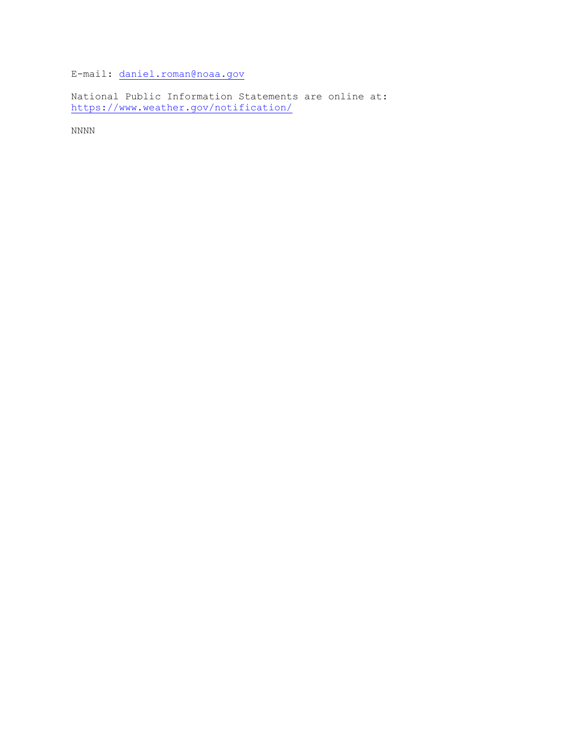E-mail: daniel.roman@noaa.gov

National Public Information Statements are online at:
https://www.weather.gov/notification/

NNNN